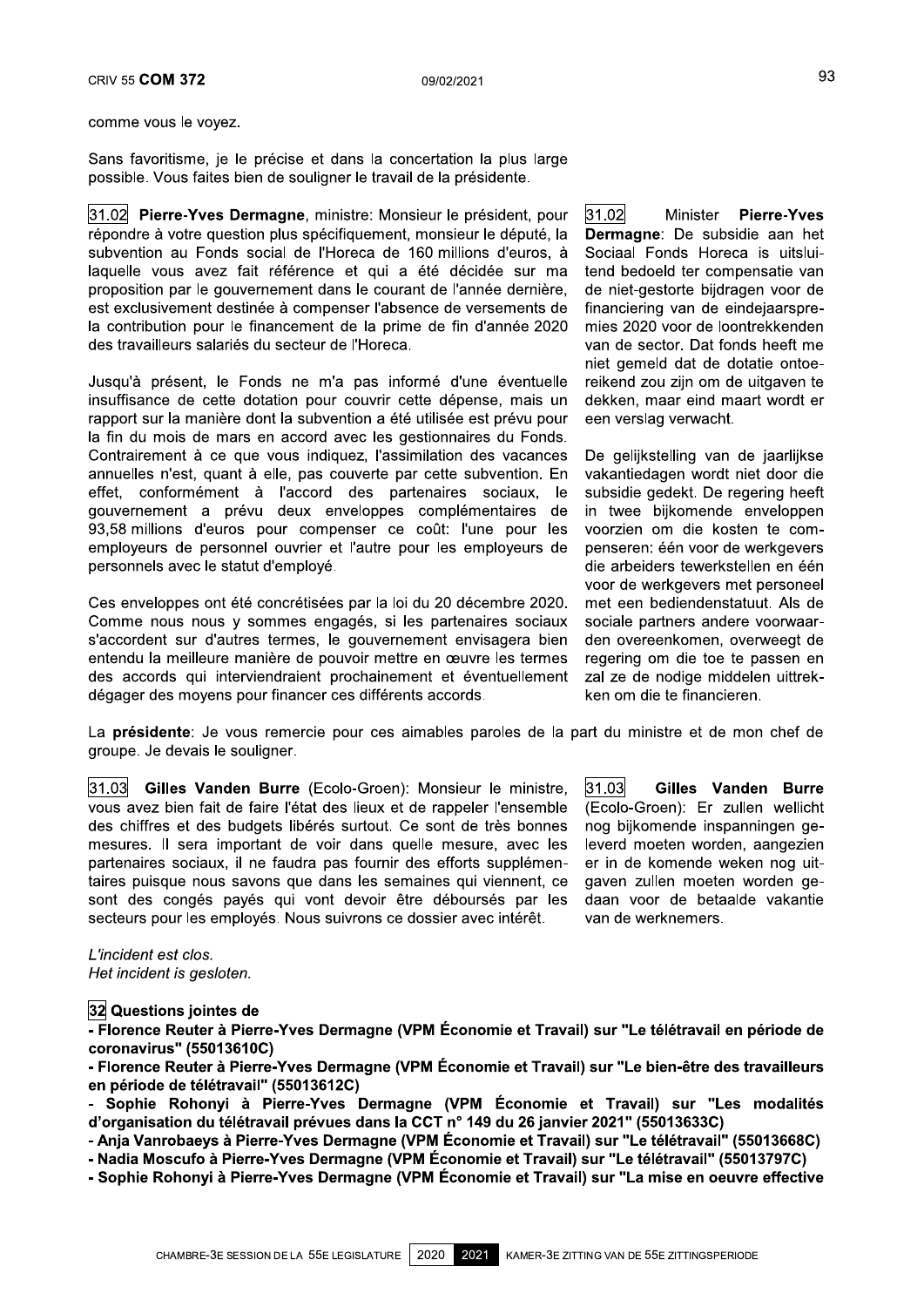comme vous le voyez.

Sans favoritisme, je le précise et dans la concertation la plus large possible. Vous faites bien de souligner le travail de la présidente.

31.02 **Pierre-Yves Dermagne**, ministre: Monsieur le président, pour répondre à votre question plus spécifiquement, monsieur le député, la subvention au Fonds social de l'Horeca de 160 millions d'euros, à laquelle vous avez fait référence et qui a été décidée sur ma proposition par le gouvernement dans le courant de l'année dernière, est exclusivement destinée à compenser l'absence de versements de la contribution pour le financement de la prime de fin d'année 2020 des travailleurs salariés du secteur de l'Horeca.

Jusqu'à présent, le Fonds ne m'a pas informé d'une éventuelle insuffisance de cette dotation pour couvrir cette dépense, mais un rapport sur la manière dont la subvention a été utilisée est prévu pour la fin du mois de mars en accord avec les gestionnaires du Fonds. Contrairement à ce que vous indiquez, l'assimilation des vacances annuelles n'est, quant à elle, pas couverte par cette subvention. En effet, conformément à l'accord des partenaires sociaux, le gouvernement a prévu deux enveloppes complémentaires de 93,58 millions d'euros pour compenser ce coût: l'une pour les employeurs de personnel ouvrier et l'autre pour les employeurs de personnels avec le statut d'employé.

Ces enveloppes ont été concrétisées par la loi du 20 décembre 2020. Comme nous nous y sommes engagés, si les partenaires sociaux s'accordent sur d'autres termes, le gouvernement envisagera bien entendu la meilleure manière de pouvoir mettre en œuvre les termes des accords qui interviendraient prochainement et éventuellement dégager des moyens pour financer ces différents accords.

31.02 Minister **Pierre-Yves Dermagne**: De subsidie aan het Sociaal Fonds Horeca is uitsluitend bedoeld ter compensatie van de niet-gestorte bijdragen voor de financiering van de eindejaarspremies 2020 voor de loontrekkenden van de sector. Dat fonds heeft me niet gemeld dat de dotatie ontoereikend zou zijn om de uitgaven te dekken, maar eind maart wordt er een verslag verwacht.

De gelijkstelling van de jaarlijkse vakantiedagen wordt niet door die subsidie gedekt. De regering heeft in twee bijkomende enveloppen voorzien om die kosten te compenseren: één voor de werkgevers die arbeiders tewerkstellen en één voor de werkgevers met personeel met een bediendenstatuut. Als de sociale partners andere voorwaarden overeenkomen, overweegt de regering om die toe te passen en zal ze de nodige middelen uittrekken om die te financieren.

La **présidente**: Je vous remercie pour ces aimables paroles de la part du ministre et de mon chef de groupe. Je devais le souligner.

31.03 **Gilles Vanden Burre** (Ecolo-Groen): Monsieur le ministre, vous avez bien fait de faire l'état des lieux et de rappeler l'ensemble des chiffres et des budgets libérés surtout. Ce sont de très bonnes mesures. Il sera important de voir dans quelle mesure, avec les partenaires sociaux, il ne faudra pas fournir des efforts supplémentaires puisque nous savons que dans les semaines qui viennent, ce sont des congés payés qui vont devoir être déboursés par les secteurs pour les employés. Nous suivrons ce dossier avec intérêt.

31.03 **Gilles Vanden Burre** (Ecolo-Groen): Er zullen wellicht nog bijkomende inspanningen geleverd moeten worden, aangezien er in de komende weken nog uitgaven zullen moeten worden gedaan voor de betaalde vakantie van de werknemers.

*L'incident est clos.*
*Het incident is gesloten.*

**32 Questions jointes de**

**- Florence Reuter à Pierre-Yves Dermagne (VPM Économie et Travail) sur "Le télétravail en période de coronavirus" (55013610C)**

**- Florence Reuter à Pierre-Yves Dermagne (VPM Économie et Travail) sur "Le bien-être des travailleurs en période de télétravail" (55013612C)**

**- Sophie Rohonyi à Pierre-Yves Dermagne (VPM Économie et Travail) sur "Les modalités d'organisation du télétravail prévues dans la CCT n° 149 du 26 janvier 2021" (55013633C)**

**- Anja Vanrobaeys à Pierre-Yves Dermagne (VPM Économie et Travail) sur "Le télétravail" (55013668C)**

**- Nadia Moscufo à Pierre-Yves Dermagne (VPM Économie et Travail) sur "Le télétravail" (55013797C)**

**- Sophie Rohonyi à Pierre-Yves Dermagne (VPM Économie et Travail) sur "La mise en oeuvre effective**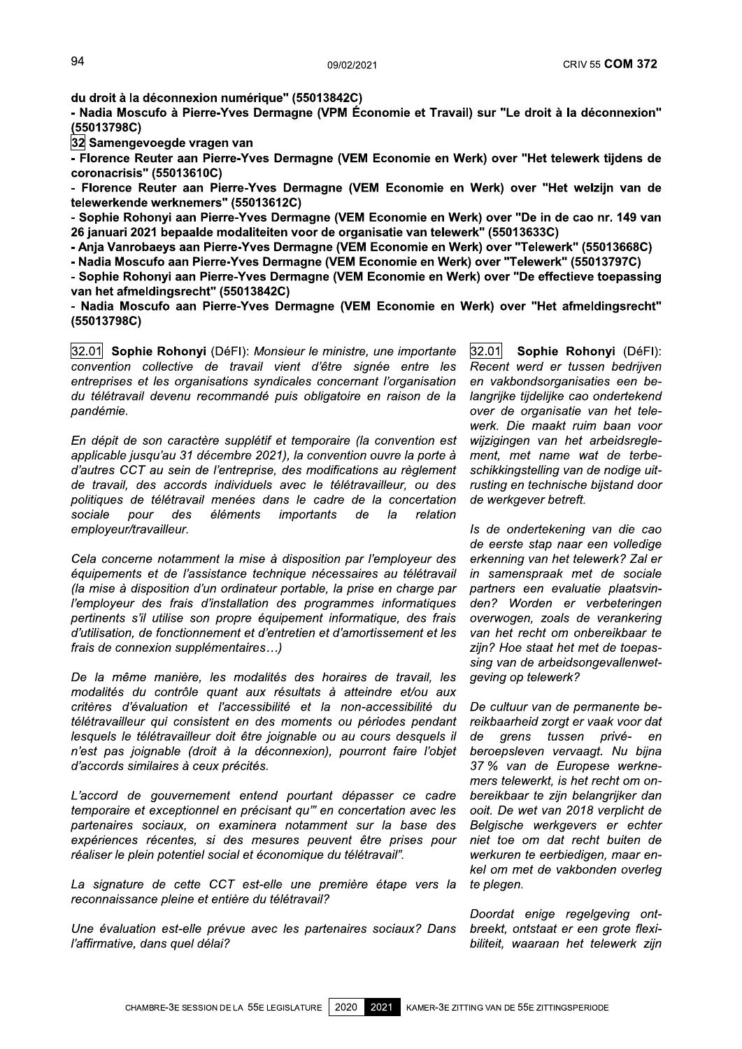**du droit à la déconnexion numérique" (55013842C)**

**- Nadia Moscufo à Pierre-Yves Dermagne (VPM Économie et Travail) sur "Le droit à la déconnexion" (55013798C)**

**32 Samengevoegde vragen van**

**- Florence Reuter aan Pierre-Yves Dermagne (VEM Economie en Werk) over "Het telewerk tijdens de coronacrisis" (55013610C)**

**- Florence Reuter aan Pierre-Yves Dermagne (VEM Economie en Werk) over "Het welzijn van de telewerkende werknemers" (55013612C)**

**- Sophie Rohonyi aan Pierre-Yves Dermagne (VEM Economie en Werk) over "De in de cao nr. 149 van 26 januari 2021 bepaalde modaliteiten voor de organisatie van telewerk" (55013633C)**

**- Anja Vanrobaeys aan Pierre-Yves Dermagne (VEM Economie en Werk) over "Telewerk" (55013668C)**

**- Nadia Moscufo aan Pierre-Yves Dermagne (VEM Economie en Werk) over "Telewerk" (55013797C)**

**- Sophie Rohonyi aan Pierre-Yves Dermagne (VEM Economie en Werk) over "De effectieve toepassing van het afmeldingsrecht" (55013842C)**

**- Nadia Moscufo aan Pierre-Yves Dermagne (VEM Economie en Werk) over "Het afmeldingsrecht" (55013798C)**

32.01 **Sophie Rohonyi** (DéFI): *Monsieur le ministre, une importante convention collective de travail vient d'être signée entre les entreprises et les organisations syndicales concernant l'organisation du télétravail devenu recommandé puis obligatoire en raison de la pandémie.*

*En dépit de son caractère supplétif et temporaire (la convention est applicable jusqu'au 31 décembre 2021), la convention ouvre la porte à d'autres CCT au sein de l'entreprise, des modifications au règlement de travail, des accords individuels avec le télétravailleur, ou des politiques de télétravail menées dans le cadre de la concertation sociale pour des éléments importants de la relation employeur/travailleur.*

*Cela concerne notamment la mise à disposition par l'employeur des équipements et de l'assistance technique nécessaires au télétravail (la mise à disposition d'un ordinateur portable, la prise en charge par l'employeur des frais d'installation des programmes informatiques pertinents s'il utilise son propre équipement informatique, des frais d'utilisation, de fonctionnement et d'entretien et d'amortissement et les frais de connexion supplémentaires…)*

*De la même manière, les modalités des horaires de travail, les modalités du contrôle quant aux résultats à atteindre et/ou aux critères d'évaluation et l'accessibilité et la non-accessibilité du télétravailleur qui consistent en des moments ou périodes pendant lesquels le télétravailleur doit être joignable ou au cours desquels il n'est pas joignable (droit à la déconnexion), pourront faire l'objet d'accords similaires à ceux précités.*

*L'accord de gouvernement entend pourtant dépasser ce cadre temporaire et exceptionnel en précisant qu'" en concertation avec les partenaires sociaux, on examinera notamment sur la base des expériences récentes, si des mesures peuvent être prises pour réaliser le plein potentiel social et économique du télétravail".*

*La signature de cette CCT est-elle une première étape vers la reconnaissance pleine et entière du télétravail?*

*Une évaluation est-elle prévue avec les partenaires sociaux? Dans l'affirmative, dans quel délai?*

32.01 **Sophie Rohonyi** (DéFI): *Recent werd er tussen bedrijven en vakbondsorganisaties een belangrijke tijdelijke cao ondertekend over de organisatie van het telewerk. Die maakt ruim baan voor wijzigingen van het arbeidsreglement, met name wat de terbeschikkingstelling van de nodige uitrusting en technische bijstand door de werkgever betreft.*

*Is de ondertekening van die cao de eerste stap naar een volledige erkenning van het telewerk? Zal er in samenspraak met de sociale partners een evaluatie plaatsvinden? Worden er verbeteringen overwogen, zoals de verankering van het recht om onbereikbaar te zijn? Hoe staat het met de toepassing van de arbeidsongevallenwetgeving op telewerk?*

*De cultuur van de permanente bereikbaarheid zorgt er vaak voor dat de grens tussen privé- en beroepsleven vervaagt. Nu bijna 37 % van de Europese werknemers telewerkt, is het recht om onbereikbaar te zijn belangrijker dan ooit. De wet van 2018 verplicht de Belgische werkgevers er echter niet toe om dat recht buiten de werkuren te eerbiedigen, maar enkel om met de vakbonden overleg te plegen.*

*Doordat enige regelgeving ontbreekt, ontstaat er een grote flexibiliteit, waaraan het telewerk zijn*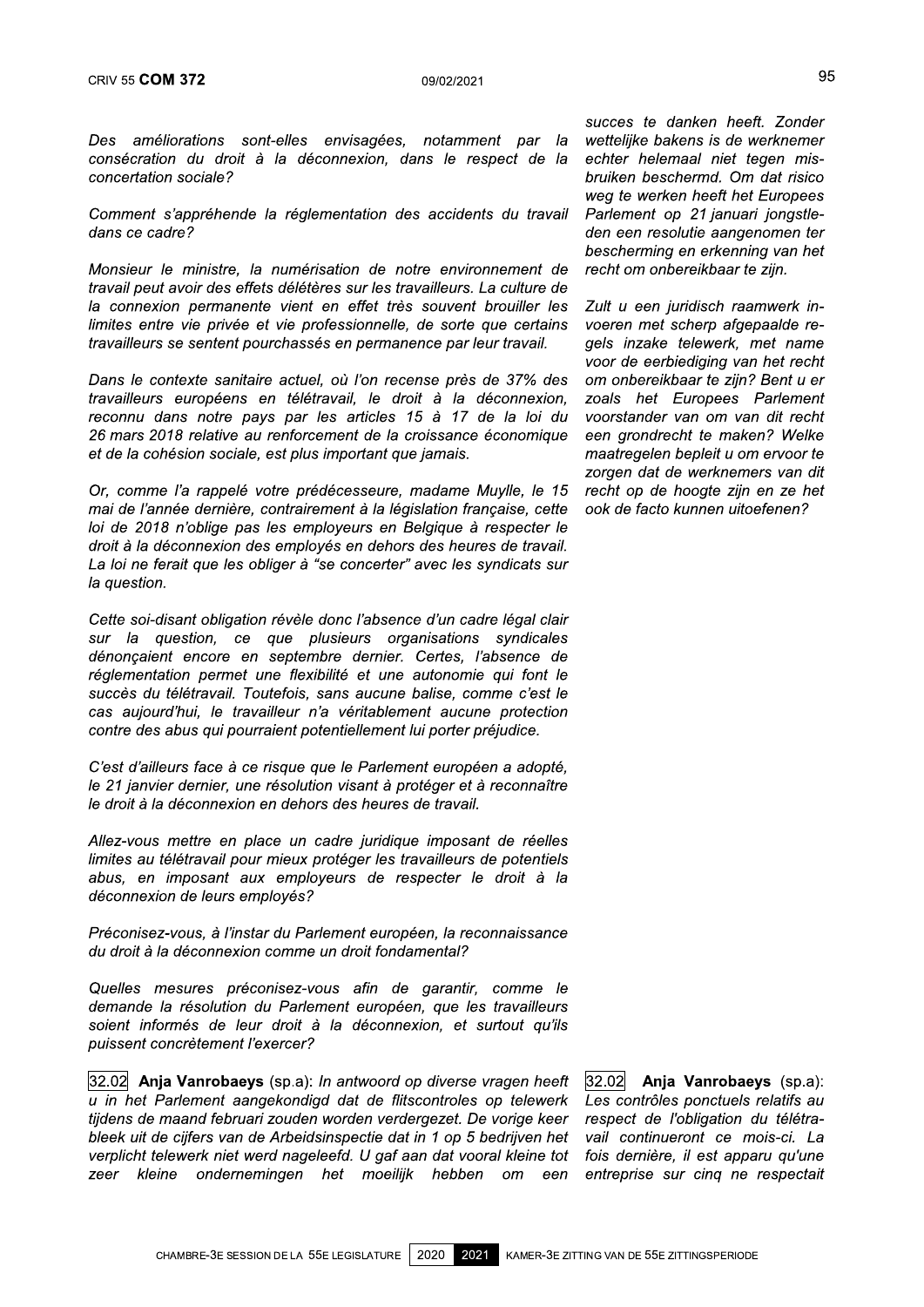*Des améliorations sont-elles envisagées, notamment par la consécration du droit à la déconnexion, dans le respect de la concertation sociale?*

*Comment s'appréhende la réglementation des accidents du travail dans ce cadre?*

*Monsieur le ministre, la numérisation de notre environnement de travail peut avoir des effets délétères sur les travailleurs. La culture de la connexion permanente vient en effet très souvent brouiller les limites entre vie privée et vie professionnelle, de sorte que certains travailleurs se sentent pourchassés en permanence par leur travail.*

*Dans le contexte sanitaire actuel, où l'on recense près de 37% des travailleurs européens en télétravail, le droit à la déconnexion, reconnu dans notre pays par les articles 15 à 17 de la loi du 26 mars 2018 relative au renforcement de la croissance économique et de la cohésion sociale, est plus important que jamais.*

*Or, comme l'a rappelé votre prédécesseure, madame Muylle, le 15 mai de l'année dernière, contrairement à la législation française, cette loi de 2018 n'oblige pas les employeurs en Belgique à respecter le droit à la déconnexion des employés en dehors des heures de travail. La loi ne ferait que les obliger à "se concerter" avec les syndicats sur la question.*

*Cette soi-disant obligation révèle donc l'absence d'un cadre légal clair sur la question, ce que plusieurs organisations syndicales dénonçaient encore en septembre dernier. Certes, l'absence de réglementation permet une flexibilité et une autonomie qui font le succès du télétravail. Toutefois, sans aucune balise, comme c'est le cas aujourd'hui, le travailleur n'a véritablement aucune protection contre des abus qui pourraient potentiellement lui porter préjudice.*

*C'est d'ailleurs face à ce risque que le Parlement européen a adopté, le 21 janvier dernier, une résolution visant à protéger et à reconnaître le droit à la déconnexion en dehors des heures de travail.*

*Allez-vous mettre en place un cadre juridique imposant de réelles limites au télétravail pour mieux protéger les travailleurs de potentiels abus, en imposant aux employeurs de respecter le droit à la déconnexion de leurs employés?*

*Préconisez-vous, à l'instar du Parlement européen, la reconnaissance du droit à la déconnexion comme un droit fondamental?*

*Quelles mesures préconisez-vous afin de garantir, comme le demande la résolution du Parlement européen, que les travailleurs soient informés de leur droit à la déconnexion, et surtout qu'ils puissent concrètement l'exercer?*

*succes te danken heeft. Zonder wettelijke bakens is de werknemer echter helemaal niet tegen misbruiken beschermd. Om dat risico weg te werken heeft het Europees Parlement op 21 januari jongstleden een resolutie aangenomen ter bescherming en erkenning van het recht om onbereikbaar te zijn.*

*Zult u een juridisch raamwerk invoeren met scherp afgepaalde regels inzake telewerk, met name voor de eerbiediging van het recht om onbereikbaar te zijn? Bent u er zoals het Europees Parlement voorstander van om van dit recht een grondrecht te maken? Welke maatregelen bepleit u om ervoor te zorgen dat de werknemers van dit recht op de hoogte zijn en ze het ook de facto kunnen uitoefenen?*

32.02 **Anja Vanrobaeys** (sp.a): *In antwoord op diverse vragen heeft u in het Parlement aangekondigd dat de flitscontroles op telewerk tijdens de maand februari zouden worden verdergezet. De vorige keer bleek uit de cijfers van de Arbeidsinspectie dat in 1 op 5 bedrijven het verplicht telewerk niet werd nageleefd. U gaf aan dat vooral kleine tot zeer kleine ondernemingen het moeilijk hebben om een*

32.02 **Anja Vanrobaeys** (sp.a): *Les contrôles ponctuels relatifs au respect de l'obligation du télétravail continueront ce mois-ci. La fois dernière, il est apparu qu'une entreprise sur cinq ne respectait*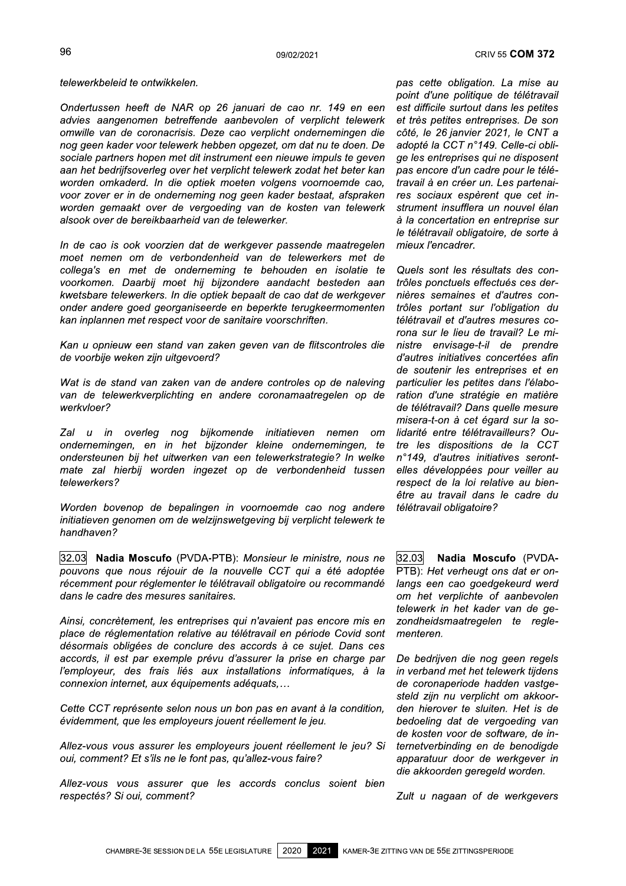*telewerkbeleid te ontwikkelen.*

*Ondertussen heeft de NAR op 26 januari de cao nr. 149 en een advies aangenomen betreffende aanbevolen of verplicht telewerk omwille van de coronacrisis. Deze cao verplicht ondernemingen die nog geen kader voor telewerk hebben opgezet, om dat nu te doen. De sociale partners hopen met dit instrument een nieuwe impuls te geven aan het bedrijfsoverleg over het verplicht telewerk zodat het beter kan worden omkaderd. In die optiek moeten volgens voornoemde cao, voor zover er in de onderneming nog geen kader bestaat, afspraken worden gemaakt over de vergoeding van de kosten van telewerk alsook over de bereikbaarheid van de telewerker.*

*In de cao is ook voorzien dat de werkgever passende maatregelen moet nemen om de verbondenheid van de telewerkers met de collega's en met de onderneming te behouden en isolatie te voorkomen. Daarbij moet hij bijzondere aandacht besteden aan kwetsbare telewerkers. In die optiek bepaalt de cao dat de werkgever onder andere goed georganiseerde en beperkte terugkeermomenten kan inplannen met respect voor de sanitaire voorschriften.*

*Kan u opnieuw een stand van zaken geven van de flitscontroles die de voorbije weken zijn uitgevoerd?*

*Wat is de stand van zaken van de andere controles op de naleving van de telewerkverplichting en andere coronamaatregelen op de werkvloer?*

*Zal u in overleg nog bijkomende initiatieven nemen om ondernemingen, en in het bijzonder kleine ondernemingen, te ondersteunen bij het uitwerken van een telewerkstrategie? In welke mate zal hierbij worden ingezet op de verbondenheid tussen telewerkers?*

*Worden bovenop de bepalingen in voornoemde cao nog andere initiatieven genomen om de welzijnswetgeving bij verplicht telewerk te handhaven?*

*pas cette obligation. La mise au point d'une politique de télétravail est difficile surtout dans les petites et très petites entreprises. De son côté, le 26 janvier 2021, le CNT a adopté la CCT n°149. Celle-ci oblige les entreprises qui ne disposent pas encore d'un cadre pour le télétravail à en créer un. Les partenaires sociaux espèrent que cet instrument insufflera un nouvel élan à la concertation en entreprise sur le télétravail obligatoire, de sorte à mieux l'encadrer.*

*Quels sont les résultats des contrôles ponctuels effectués ces dernières semaines et d'autres contrôles portant sur l'obligation du télétravail et d'autres mesures corona sur le lieu de travail? Le ministre envisage-t-il de prendre d'autres initiatives concertées afin de soutenir les entreprises et en particulier les petites dans l'élaboration d'une stratégie en matière de télétravail? Dans quelle mesure misera-t-on à cet égard sur la solidarité entre télétravailleurs? Outre les dispositions de la CCT n°149, d'autres initiatives seront-elles développées pour veiller au respect de la loi relative au bien-être au travail dans le cadre du télétravail obligatoire?*

32.03 **Nadia Moscufo** (PVDA-PTB): *Monsieur le ministre, nous ne pouvons que nous réjouir de la nouvelle CCT qui a été adoptée récemment pour réglementer le télétravail obligatoire ou recommandé dans le cadre des mesures sanitaires.*

*Ainsi, concrètement, les entreprises qui n'avaient pas encore mis en place de réglementation relative au télétravail en période Covid sont désormais obligées de conclure des accords à ce sujet. Dans ces accords, il est par exemple prévu d'assurer la prise en charge par l'employeur, des frais liés aux installations informatiques, à la connexion internet, aux équipements adéquats,…*

*Cette CCT représente selon nous un bon pas en avant à la condition, évidemment, que les employeurs jouent réellement le jeu.*

*Allez-vous vous assurer les employeurs jouent réellement le jeu? Si oui, comment? Et s'ils ne le font pas, qu'allez-vous faire?*

*Allez-vous vous assurer que les accords conclus soient bien respectés? Si oui, comment?*

32.03 **Nadia Moscufo** (PVDA-PTB): *Het verheugt ons dat er onlangs een cao goedgekeurd werd om het verplichte of aanbevolen telewerk in het kader van de gezondheidsmaatregelen te reglementeren.*

*De bedrijven die nog geen regels in verband met het telewerk tijdens de coronaperiode hadden vastgesteld zijn nu verplicht om akkoorden hierover te sluiten. Het is de bedoeling dat de vergoeding van de kosten voor de software, de internetverbinding en de benodigde apparatuur door de werkgever in die akkoorden geregeld worden.*

*Zult u nagaan of de werkgevers*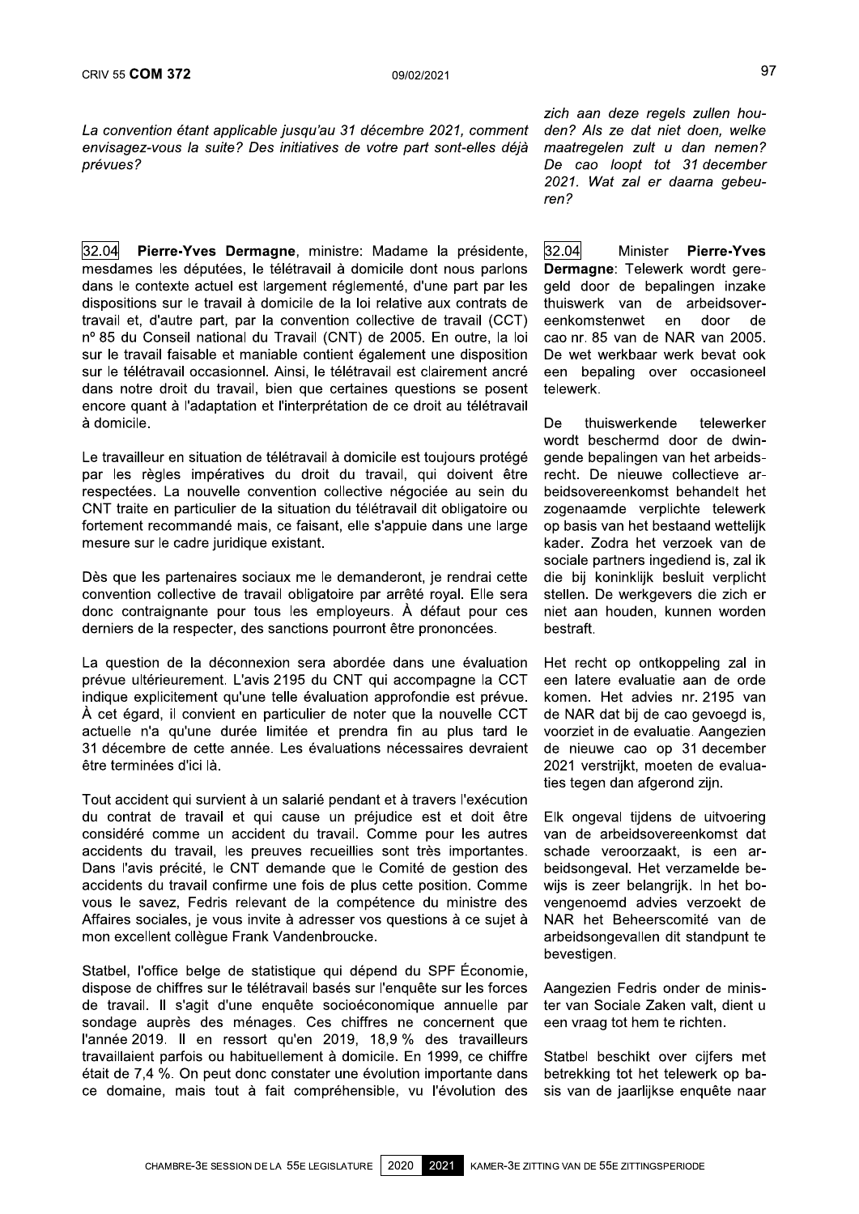*La convention étant applicable jusqu'au 31 décembre 2021, comment envisagez-vous la suite? Des initiatives de votre part sont-elles déjà prévues?*

*zich aan deze regels zullen houden? Als ze dat niet doen, welke maatregelen zult u dan nemen? De cao loopt tot 31 december 2021. Wat zal er daarna gebeuren?*

32.04 **Pierre-Yves Dermagne**, ministre: Madame la présidente, mesdames les députées, le télétravail à domicile dont nous parlons dans le contexte actuel est largement réglementé, d'une part par les dispositions sur le travail à domicile de la loi relative aux contrats de travail et, d'autre part, par la convention collective de travail (CCT) nº 85 du Conseil national du Travail (CNT) de 2005. En outre, la loi sur le travail faisable et maniable contient également une disposition sur le télétravail occasionnel. Ainsi, le télétravail est clairement ancré dans notre droit du travail, bien que certaines questions se posent encore quant à l'adaptation et l'interprétation de ce droit au télétravail à domicile.

Le travailleur en situation de télétravail à domicile est toujours protégé par les règles impératives du droit du travail, qui doivent être respectées. La nouvelle convention collective négociée au sein du CNT traite en particulier de la situation du télétravail dit obligatoire ou fortement recommandé mais, ce faisant, elle s'appuie dans une large mesure sur le cadre juridique existant.

Dès que les partenaires sociaux me le demanderont, je rendrai cette convention collective de travail obligatoire par arrêté royal. Elle sera donc contraignante pour tous les employeurs. À défaut pour ces derniers de la respecter, des sanctions pourront être prononcées.

La question de la déconnexion sera abordée dans une évaluation prévue ultérieurement. L'avis 2195 du CNT qui accompagne la CCT indique explicitement qu'une telle évaluation approfondie est prévue. À cet égard, il convient en particulier de noter que la nouvelle CCT actuelle n'a qu'une durée limitée et prendra fin au plus tard le 31 décembre de cette année. Les évaluations nécessaires devraient être terminées d'ici là.

Tout accident qui survient à un salarié pendant et à travers l'exécution du contrat de travail et qui cause un préjudice est et doit être considéré comme un accident du travail. Comme pour les autres accidents du travail, les preuves recueillies sont très importantes. Dans l'avis précité, le CNT demande que le Comité de gestion des accidents du travail confirme une fois de plus cette position. Comme vous le savez, Fedris relevant de la compétence du ministre des Affaires sociales, je vous invite à adresser vos questions à ce sujet à mon excellent collègue Frank Vandenbroucke.

Statbel, l'office belge de statistique qui dépend du SPF Économie, dispose de chiffres sur le télétravail basés sur l'enquête sur les forces de travail. Il s'agit d'une enquête socioéconomique annuelle par sondage auprès des ménages. Ces chiffres ne concernent que l'année 2019. Il en ressort qu'en 2019, 18,9 % des travailleurs travaillaient parfois ou habituellement à domicile. En 1999, ce chiffre était de 7,4 %. On peut donc constater une évolution importante dans ce domaine, mais tout à fait compréhensible, vu l'évolution des

32.04 Minister **Pierre-Yves Dermagne**: Telewerk wordt geregeld door de bepalingen inzake thuiswerk van de arbeidsovereenkomstenwet en door de cao nr. 85 van de NAR van 2005. De wet werkbaar werk bevat ook een bepaling over occasioneel telewerk.

De thuiswerkende telewerker wordt beschermd door de dwingende bepalingen van het arbeidsrecht. De nieuwe collectieve arbeidsovereenkomst behandelt het zogenaamde verplichte telewerk op basis van het bestaand wettelijk kader. Zodra het verzoek van de sociale partners ingediend is, zal ik die bij koninklijk besluit verplicht stellen. De werkgevers die zich er niet aan houden, kunnen worden bestraft.

Het recht op ontkoppeling zal in een latere evaluatie aan de orde komen. Het advies nr. 2195 van de NAR dat bij de cao gevoegd is, voorziet in de evaluatie. Aangezien de nieuwe cao op 31 december 2021 verstrijkt, moeten de evaluaties tegen dan afgerond zijn.

Elk ongeval tijdens de uitvoering van de arbeidsovereenkomst dat schade veroorzaakt, is een arbeidsongeval. Het verzamelde bewijs is zeer belangrijk. In het bovengenoemd advies verzoekt de NAR het Beheerscomité van de arbeidsongevallen dit standpunt te bevestigen.

Aangezien Fedris onder de minister van Sociale Zaken valt, dient u een vraag tot hem te richten.

Statbel beschikt over cijfers met betrekking tot het telewerk op basis van de jaarlijkse enquête naar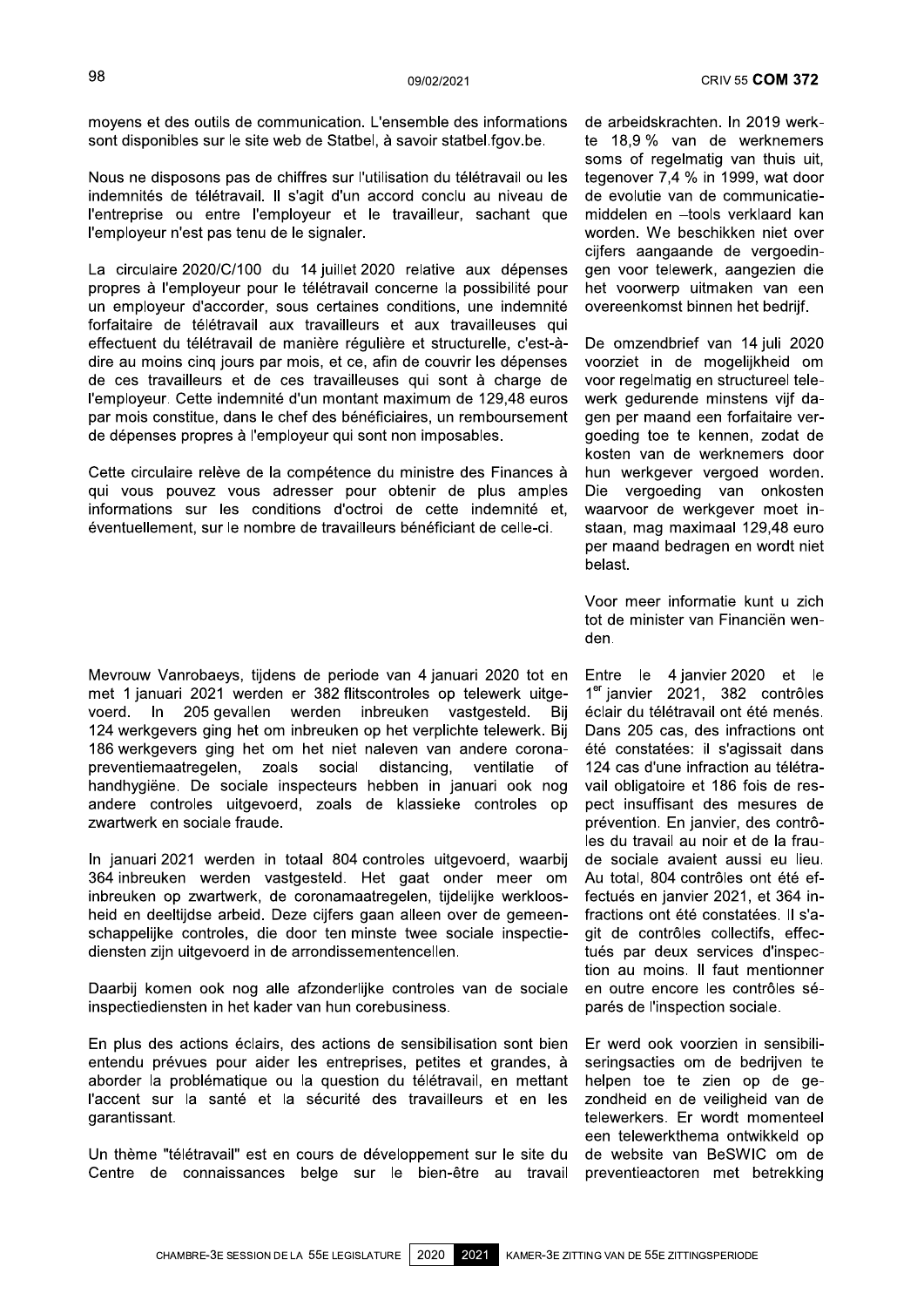moyens et des outils de communication. L'ensemble des informations sont disponibles sur le site web de Statbel, à savoir statbel.fgov.be.

Nous ne disposons pas de chiffres sur l'utilisation du télétravail ou les indemnités de télétravail. Il s'agit d'un accord conclu au niveau de l'entreprise ou entre l'employeur et le travailleur, sachant que l'employeur n'est pas tenu de le signaler.

La circulaire 2020/C/100 du 14 juillet 2020 relative aux dépenses propres à l'employeur pour le télétravail concerne la possibilité pour un employeur d'accorder, sous certaines conditions, une indemnité forfaitaire de télétravail aux travailleurs et aux travailleuses qui effectuent du télétravail de manière régulière et structurelle, c'est-à-dire au moins cinq jours par mois, et ce, afin de couvrir les dépenses de ces travailleurs et de ces travailleuses qui sont à charge de l'employeur. Cette indemnité d'un montant maximum de 129,48 euros par mois constitue, dans le chef des bénéficiaires, un remboursement de dépenses propres à l'employeur qui sont non imposables.

Cette circulaire relève de la compétence du ministre des Finances à qui vous pouvez vous adresser pour obtenir de plus amples informations sur les conditions d'octroi de cette indemnité et, éventuellement, sur le nombre de travailleurs bénéficiant de celle-ci.

de arbeidskrachten. In 2019 werkte 18,9 % van de werknemers soms of regelmatig van thuis uit, tegenover 7,4 % in 1999, wat door de evolutie van de communicatiemiddelen en –tools verklaard kan worden. We beschikken niet over cijfers aangaande de vergoedingen voor telewerk, aangezien die het voorwerp uitmaken van een overeenkomst binnen het bedrijf.

De omzendbrief van 14 juli 2020 voorziet in de mogelijkheid om voor regelmatig en structureel telewerk gedurende minstens vijf dagen per maand een forfaitaire vergoeding toe te kennen, zodat de kosten van de werknemers door hun werkgever vergoed worden. Die vergoeding van onkosten waarvoor de werkgever moet instaan, mag maximaal 129,48 euro per maand bedragen en wordt niet belast.

Voor meer informatie kunt u zich tot de minister van Financiën wenden.

Mevrouw Vanrobaeys, tijdens de periode van 4 januari 2020 tot en met 1 januari 2021 werden er 382 flitscontroles op telewerk uitgevoerd. In 205 gevallen werden inbreuken vastgesteld. Bij 124 werkgevers ging het om inbreuken op het verplichte telewerk. Bij 186 werkgevers ging het om het niet naleven van andere coronapreventiemaatregelen, zoals social distancing, ventilatie of handhygiëne. De sociale inspecteurs hebben in januari ook nog andere controles uitgevoerd, zoals de klassieke controles op zwartwerk en sociale fraude.

In januari 2021 werden in totaal 804 controles uitgevoerd, waarbij 364 inbreuken werden vastgesteld. Het gaat onder meer om inbreuken op zwartwerk, de coronamaatregelen, tijdelijke werkloosheid en deeltijdse arbeid. Deze cijfers gaan alleen over de gemeenschappelijke controles, die door ten minste twee sociale inspectiediensten zijn uitgevoerd in de arrondissementencellen.

Daarbij komen ook nog alle afzonderlijke controles van de sociale inspectiediensten in het kader van hun corebusiness.

Entre le 4 janvier 2020 et le 1er janvier 2021, 382 contrôles éclair du télétravail ont été menés. Dans 205 cas, des infractions ont été constatées: il s'agissait dans 124 cas d'une infraction au télétravail obligatoire et 186 fois de respect insuffisant des mesures de prévention. En janvier, des contrôles du travail au noir et de la fraude sociale avaient aussi eu lieu. Au total, 804 contrôles ont été effectués en janvier 2021, et 364 infractions ont été constatées. Il s'agit de contrôles collectifs, effectués par deux services d'inspection au moins. Il faut mentionner en outre encore les contrôles séparés de l'inspection sociale.

En plus des actions éclairs, des actions de sensibilisation sont bien entendu prévues pour aider les entreprises, petites et grandes, à aborder la problématique ou la question du télétravail, en mettant l'accent sur la santé et la sécurité des travailleurs et en les garantissant.

Un thème "télétravail" est en cours de développement sur le site du Centre de connaissances belge sur le bien-être au travail

Er werd ook voorzien in sensibiliseringsacties om de bedrijven te helpen toe te zien op de gezondheid en de veiligheid van de telewerkers. Er wordt momenteel een telewerkthema ontwikkeld op de website van BeSWIC om de preventieactoren met betrekking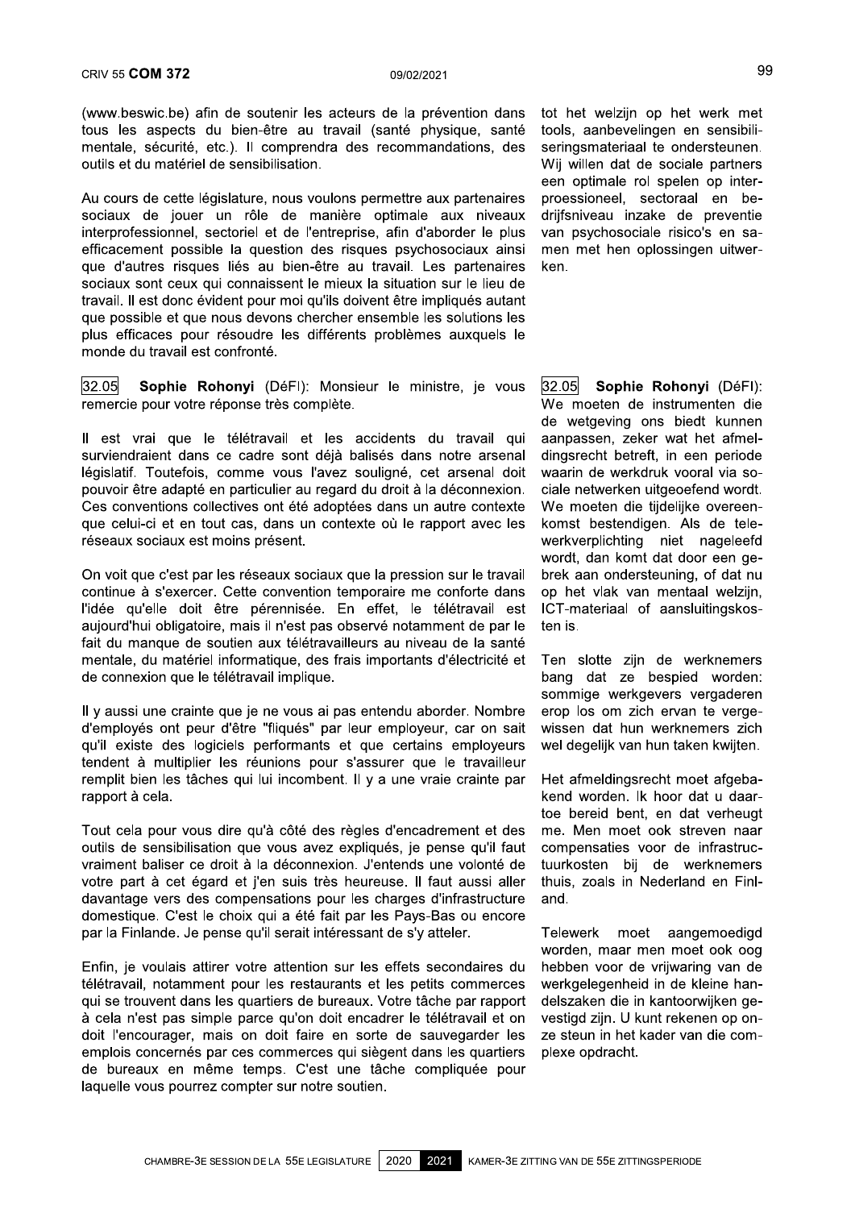(www.beswic.be) afin de soutenir les acteurs de la prévention dans tous les aspects du bien-être au travail (santé physique, santé mentale, sécurité, etc.). Il comprendra des recommandations, des outils et du matériel de sensibilisation.

Au cours de cette législature, nous voulons permettre aux partenaires sociaux de jouer un rôle de manière optimale aux niveaux interprofessionnel, sectoriel et de l'entreprise, afin d'aborder le plus efficacement possible la question des risques psychosociaux ainsi que d'autres risques liés au bien-être au travail. Les partenaires sociaux sont ceux qui connaissent le mieux la situation sur le lieu de travail. Il est donc évident pour moi qu'ils doivent être impliqués autant que possible et que nous devons chercher ensemble les solutions les plus efficaces pour résoudre les différents problèmes auxquels le monde du travail est confronté.

tot het welzijn op het werk met tools, aanbevelingen en sensibiliseringsmateriaal te ondersteunen. Wij willen dat de sociale partners een optimale rol spelen op interproessioneel, sectoraal en bedrijfsniveau inzake de preventie van psychosociale risico's en samen met hen oplossingen uitwerken.

32.05 **Sophie Rohonyi** (DéFI): Monsieur le ministre, je vous remercie pour votre réponse très complète.

Il est vrai que le télétravail et les accidents du travail qui surviendraient dans ce cadre sont déjà balisés dans notre arsenal législatif. Toutefois, comme vous l'avez souligné, cet arsenal doit pouvoir être adapté en particulier au regard du droit à la déconnexion. Ces conventions collectives ont été adoptées dans un autre contexte que celui-ci et en tout cas, dans un contexte où le rapport avec les réseaux sociaux est moins présent.

On voit que c'est par les réseaux sociaux que la pression sur le travail continue à s'exercer. Cette convention temporaire me conforte dans l'idée qu'elle doit être pérennisée. En effet, le télétravail est aujourd'hui obligatoire, mais il n'est pas observé notamment de par le fait du manque de soutien aux télétravailleurs au niveau de la santé mentale, du matériel informatique, des frais importants d'électricité et de connexion que le télétravail implique.

Il y aussi une crainte que je ne vous ai pas entendu aborder. Nombre d'employés ont peur d'être "fliqués" par leur employeur, car on sait qu'il existe des logiciels performants et que certains employeurs tendent à multiplier les réunions pour s'assurer que le travailleur remplit bien les tâches qui lui incombent. Il y a une vraie crainte par rapport à cela.

Tout cela pour vous dire qu'à côté des règles d'encadrement et des outils de sensibilisation que vous avez expliqués, je pense qu'il faut vraiment baliser ce droit à la déconnexion. J'entends une volonté de votre part à cet égard et j'en suis très heureuse. Il faut aussi aller davantage vers des compensations pour les charges d'infrastructure domestique. C'est le choix qui a été fait par les Pays-Bas ou encore par la Finlande. Je pense qu'il serait intéressant de s'y atteler.

Enfin, je voulais attirer votre attention sur les effets secondaires du télétravail, notamment pour les restaurants et les petits commerces qui se trouvent dans les quartiers de bureaux. Votre tâche par rapport à cela n'est pas simple parce qu'on doit encadrer le télétravail et on doit l'encourager, mais on doit faire en sorte de sauvegarder les emplois concernés par ces commerces qui siègent dans les quartiers de bureaux en même temps. C'est une tâche compliquée pour laquelle vous pourrez compter sur notre soutien.

32.05 **Sophie Rohonyi** (DéFI): We moeten de instrumenten die de wetgeving ons biedt kunnen aanpassen, zeker wat het afmeldingsrecht betreft, in een periode waarin de werkdruk vooral via sociale netwerken uitgeoefend wordt. We moeten die tijdelijke overeenkomst bestendigen. Als de telewerkverplichting niet nageleefd wordt, dan komt dat door een gebrek aan ondersteuning, of dat nu op het vlak van mentaal welzijn, ICT-materiaal of aansluitingskosten is.

Ten slotte zijn de werknemers bang dat ze bespied worden: sommige werkgevers vergaderen erop los om zich ervan te vergewissen dat hun werknemers zich wel degelijk van hun taken kwijten.

Het afmeldingsrecht moet afgebakend worden. Ik hoor dat u daartoe bereid bent, en dat verheugt me. Men moet ook streven naar compensaties voor de infrastructuurkosten bij de werknemers thuis, zoals in Nederland en Finland.

Telewerk moet aangemoedigd worden, maar men moet ook oog hebben voor de vrijwaring van de werkgelegenheid in de kleine handelszaken die in kantoorwijken gevestigd zijn. U kunt rekenen op onze steun in het kader van die complexe opdracht.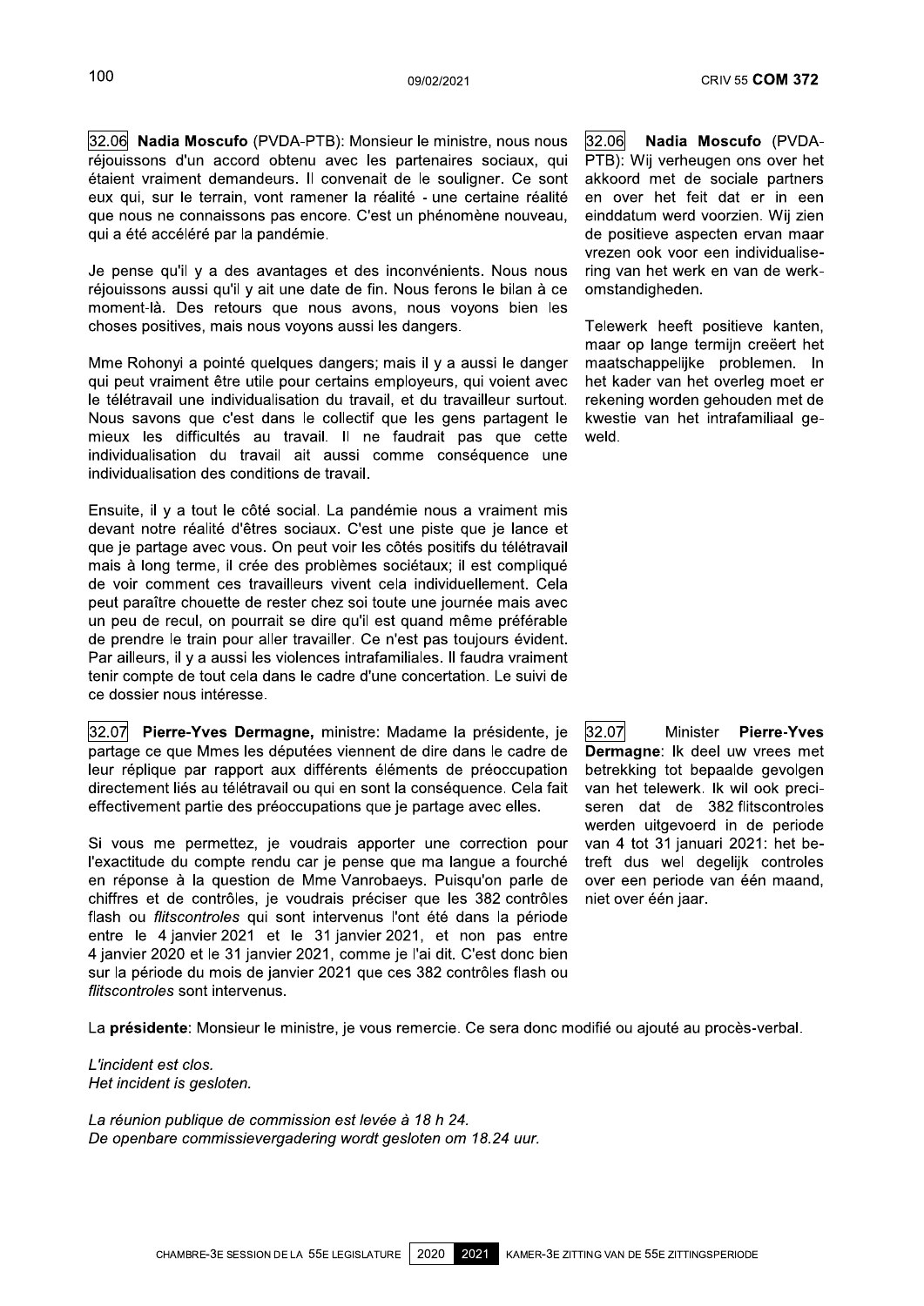32.06 **Nadia Moscufo** (PVDA-PTB): Monsieur le ministre, nous nous réjouissons d'un accord obtenu avec les partenaires sociaux, qui étaient vraiment demandeurs. Il convenait de le souligner. Ce sont eux qui, sur le terrain, vont ramener la réalité - une certaine réalité que nous ne connaissons pas encore. C'est un phénomène nouveau, qui a été accéléré par la pandémie.

Je pense qu'il y a des avantages et des inconvénients. Nous nous réjouissons aussi qu'il y ait une date de fin. Nous ferons le bilan à ce moment-là. Des retours que nous avons, nous voyons bien les choses positives, mais nous voyons aussi les dangers.

Mme Rohonyi a pointé quelques dangers; mais il y a aussi le danger qui peut vraiment être utile pour certains employeurs, qui voient avec le télétravail une individualisation du travail, et du travailleur surtout. Nous savons que c'est dans le collectif que les gens partagent le mieux les difficultés au travail. Il ne faudrait pas que cette individualisation du travail ait aussi comme conséquence une individualisation des conditions de travail.

Ensuite, il y a tout le côté social. La pandémie nous a vraiment mis devant notre réalité d'êtres sociaux. C'est une piste que je lance et que je partage avec vous. On peut voir les côtés positifs du télétravail mais à long terme, il crée des problèmes sociétaux; il est compliqué de voir comment ces travailleurs vivent cela individuellement. Cela peut paraître chouette de rester chez soi toute une journée mais avec un peu de recul, on pourrait se dire qu'il est quand même préférable de prendre le train pour aller travailler. Ce n'est pas toujours évident. Par ailleurs, il y a aussi les violences intrafamiliales. Il faudra vraiment tenir compte de tout cela dans le cadre d'une concertation. Le suivi de ce dossier nous intéresse.

32.06 **Nadia Moscufo** (PVDA-PTB): Wij verheugen ons over het akkoord met de sociale partners en over het feit dat er in een einddatum werd voorzien. Wij zien de positieve aspecten ervan maar vrezen ook voor een individualisering van het werk en van de werkomstandigheden.

Telewerk heeft positieve kanten, maar op lange termijn creëert het maatschappelijke problemen. In het kader van het overleg moet er rekening worden gehouden met de kwestie van het intrafamiliaal geweld.

32.07 **Pierre-Yves Dermagne,** ministre: Madame la présidente, je partage ce que Mmes les députées viennent de dire dans le cadre de leur réplique par rapport aux différents éléments de préoccupation directement liés au télétravail ou qui en sont la conséquence. Cela fait effectivement partie des préoccupations que je partage avec elles.

Si vous me permettez, je voudrais apporter une correction pour l'exactitude du compte rendu car je pense que ma langue a fourché en réponse à la question de Mme Vanrobaeys. Puisqu'on parle de chiffres et de contrôles, je voudrais préciser que les 382 contrôles flash ou *flitscontroles* qui sont intervenus l'ont été dans la période entre le 4 janvier 2021 et le 31 janvier 2021, et non pas entre 4 janvier 2020 et le 31 janvier 2021, comme je l'ai dit. C'est donc bien sur la période du mois de janvier 2021 que ces 382 contrôles flash ou *flitscontroles* sont intervenus.

32.07 Minister **Pierre-Yves Dermagne**: Ik deel uw vrees met betrekking tot bepaalde gevolgen van het telewerk. Ik wil ook preciseren dat de 382 flitscontroles werden uitgevoerd in de periode van 4 tot 31 januari 2021: het betreft dus wel degelijk controles over een periode van één maand, niet over één jaar.

La **présidente**: Monsieur le ministre, je vous remercie. Ce sera donc modifié ou ajouté au procès-verbal.

*L'incident est clos.*
*Het incident is gesloten.*

*La réunion publique de commission est levée à 18 h 24.*
*De openbare commissievergadering wordt gesloten om 18.24 uur.*